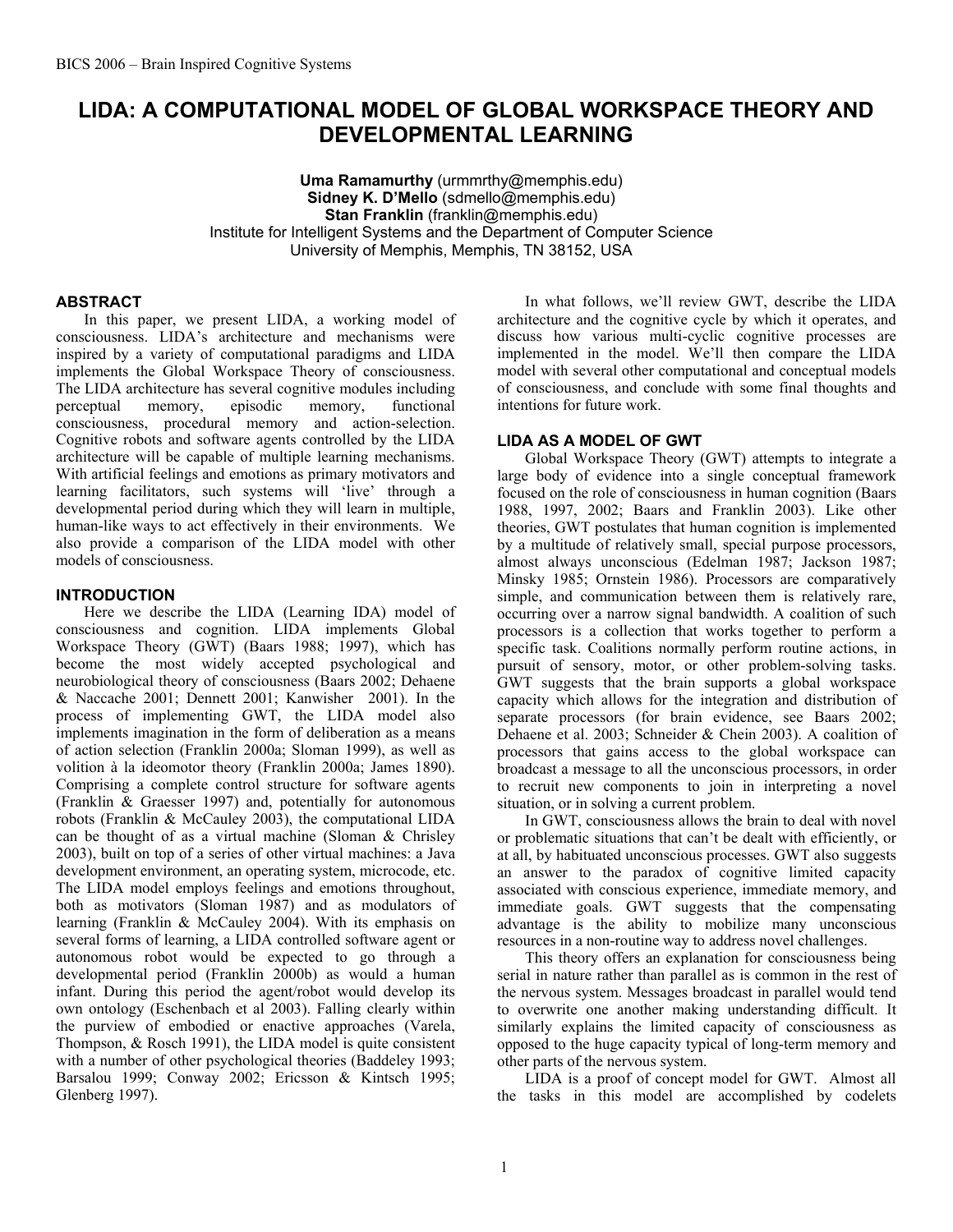# LIDA: A COMPUTATIONAL MODEL OF GLOBAL WORKSPACE THEORY AND DEVELOPMENTAL LEARNING

**Uma Ramamurthy** (urmmrthy@memphis.edu)
**Sidney K. D'Mello** (sdmello@memphis.edu)
**Stan Franklin** (franklin@memphis.edu)
Institute for Intelligent Systems and the Department of Computer Science
University of Memphis, Memphis, TN 38152, USA

## ABSTRACT

In this paper, we present LIDA, a working model of consciousness. LIDA's architecture and mechanisms were inspired by a variety of computational paradigms and LIDA implements the Global Workspace Theory of consciousness. The LIDA architecture has several cognitive modules including perceptual memory, episodic memory, functional consciousness, procedural memory and action-selection. Cognitive robots and software agents controlled by the LIDA architecture will be capable of multiple learning mechanisms. With artificial feelings and emotions as primary motivators and learning facilitators, such systems will 'live' through a developmental period during which they will learn in multiple, human-like ways to act effectively in their environments. We also provide a comparison of the LIDA model with other models of consciousness.

## INTRODUCTION

Here we describe the LIDA (Learning IDA) model of consciousness and cognition. LIDA implements Global Workspace Theory (GWT) (Baars 1988; 1997), which has become the most widely accepted psychological and neurobiological theory of consciousness (Baars 2002; Dehaene & Naccache 2001; Dennett 2001; Kanwisher 2001). In the process of implementing GWT, the LIDA model also implements imagination in the form of deliberation as a means of action selection (Franklin 2000a; Sloman 1999), as well as volition à la ideomotor theory (Franklin 2000a; James 1890). Comprising a complete control structure for software agents (Franklin & Graesser 1997) and, potentially for autonomous robots (Franklin & McCauley 2003), the computational LIDA can be thought of as a virtual machine (Sloman & Chrisley 2003), built on top of a series of other virtual machines: a Java development environment, an operating system, microcode, etc. The LIDA model employs feelings and emotions throughout, both as motivators (Sloman 1987) and as modulators of learning (Franklin & McCauley 2004). With its emphasis on several forms of learning, a LIDA controlled software agent or autonomous robot would be expected to go through a developmental period (Franklin 2000b) as would a human infant. During this period the agent/robot would develop its own ontology (Eschenbach et al 2003). Falling clearly within the purview of embodied or enactive approaches (Varela, Thompson, & Rosch 1991), the LIDA model is quite consistent with a number of other psychological theories (Baddeley 1993; Barsalou 1999; Conway 2002; Ericsson & Kintsch 1995; Glenberg 1997).

In what follows, we'll review GWT, describe the LIDA architecture and the cognitive cycle by which it operates, and discuss how various multi-cyclic cognitive processes are implemented in the model. We'll then compare the LIDA model with several other computational and conceptual models of consciousness, and conclude with some final thoughts and intentions for future work.

## LIDA AS A MODEL OF GWT

Global Workspace Theory (GWT) attempts to integrate a large body of evidence into a single conceptual framework focused on the role of consciousness in human cognition (Baars 1988, 1997, 2002; Baars and Franklin 2003). Like other theories, GWT postulates that human cognition is implemented by a multitude of relatively small, special purpose processors, almost always unconscious (Edelman 1987; Jackson 1987; Minsky 1985; Ornstein 1986). Processors are comparatively simple, and communication between them is relatively rare, occurring over a narrow signal bandwidth. A coalition of such processors is a collection that works together to perform a specific task. Coalitions normally perform routine actions, in pursuit of sensory, motor, or other problem-solving tasks. GWT suggests that the brain supports a global workspace capacity which allows for the integration and distribution of separate processors (for brain evidence, see Baars 2002; Dehaene et al. 2003; Schneider & Chein 2003). A coalition of processors that gains access to the global workspace can broadcast a message to all the unconscious processors, in order to recruit new components to join in interpreting a novel situation, or in solving a current problem.

In GWT, consciousness allows the brain to deal with novel or problematic situations that can't be dealt with efficiently, or at all, by habituated unconscious processes. GWT also suggests an answer to the paradox of cognitive limited capacity associated with conscious experience, immediate memory, and immediate goals. GWT suggests that the compensating advantage is the ability to mobilize many unconscious resources in a non-routine way to address novel challenges.

This theory offers an explanation for consciousness being serial in nature rather than parallel as is common in the rest of the nervous system. Messages broadcast in parallel would tend to overwrite one another making understanding difficult. It similarly explains the limited capacity of consciousness as opposed to the huge capacity typical of long-term memory and other parts of the nervous system.

LIDA is a proof of concept model for GWT. Almost all the tasks in this model are accomplished by codelets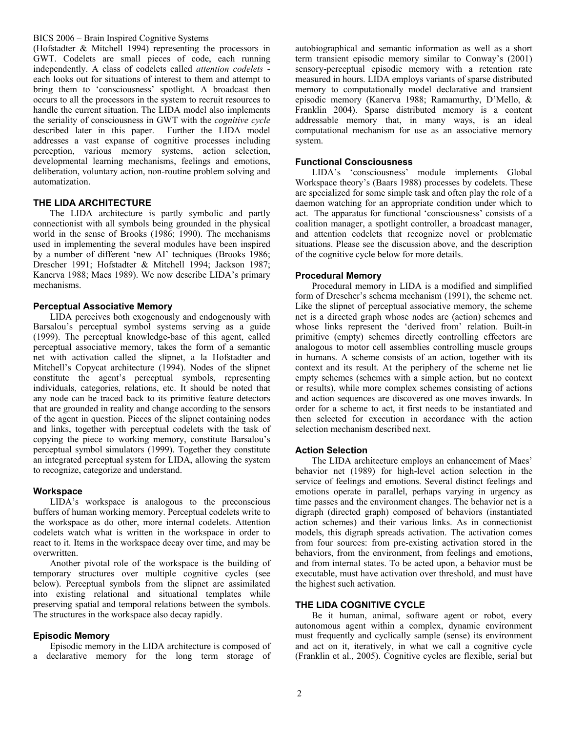(Hofstadter & Mitchell 1994) representing the processors in GWT. Codelets are small pieces of code, each running independently. A class of codelets called *attention codelets* - each looks out for situations of interest to them and attempt to bring them to 'consciousness' spotlight. A broadcast then occurs to all the processors in the system to recruit resources to handle the current situation. The LIDA model also implements the seriality of consciousness in GWT with the *cognitive cycle* described later in this paper. Further the LIDA model addresses a vast expanse of cognitive processes including perception, various memory systems, action selection, developmental learning mechanisms, feelings and emotions, deliberation, voluntary action, non-routine problem solving and automatization.

## THE LIDA ARCHITECTURE

The LIDA architecture is partly symbolic and partly connectionist with all symbols being grounded in the physical world in the sense of Brooks (1986; 1990). The mechanisms used in implementing the several modules have been inspired by a number of different 'new AI' techniques (Brooks 1986; Drescher 1991; Hofstadter & Mitchell 1994; Jackson 1987; Kanerva 1988; Maes 1989). We now describe LIDA's primary mechanisms.

### Perceptual Associative Memory

LIDA perceives both exogenously and endogenously with Barsalou's perceptual symbol systems serving as a guide (1999). The perceptual knowledge-base of this agent, called perceptual associative memory, takes the form of a semantic net with activation called the slipnet, a la Hofstadter and Mitchell's Copycat architecture (1994). Nodes of the slipnet constitute the agent's perceptual symbols, representing individuals, categories, relations, etc. It should be noted that any node can be traced back to its primitive feature detectors that are grounded in reality and change according to the sensors of the agent in question. Pieces of the slipnet containing nodes and links, together with perceptual codelets with the task of copying the piece to working memory, constitute Barsalou's perceptual symbol simulators (1999). Together they constitute an integrated perceptual system for LIDA, allowing the system to recognize, categorize and understand.

### Workspace

LIDA's workspace is analogous to the preconscious buffers of human working memory. Perceptual codelets write to the workspace as do other, more internal codelets. Attention codelets watch what is written in the workspace in order to react to it. Items in the workspace decay over time, and may be overwritten.

Another pivotal role of the workspace is the building of temporary structures over multiple cognitive cycles (see below). Perceptual symbols from the slipnet are assimilated into existing relational and situational templates while preserving spatial and temporal relations between the symbols. The structures in the workspace also decay rapidly.

### Episodic Memory

Episodic memory in the LIDA architecture is composed of a declarative memory for the long term storage of autobiographical and semantic information as well as a short term transient episodic memory similar to Conway's (2001) sensory-perceptual episodic memory with a retention rate measured in hours. LIDA employs variants of sparse distributed memory to computationally model declarative and transient episodic memory (Kanerva 1988; Ramamurthy, D'Mello, & Franklin 2004). Sparse distributed memory is a content addressable memory that, in many ways, is an ideal computational mechanism for use as an associative memory system.

### Functional Consciousness

LIDA's 'consciousness' module implements Global Workspace theory's (Baars 1988) processes by codelets. These are specialized for some simple task and often play the role of a daemon watching for an appropriate condition under which to act. The apparatus for functional 'consciousness' consists of a coalition manager, a spotlight controller, a broadcast manager, and attention codelets that recognize novel or problematic situations. Please see the discussion above, and the description of the cognitive cycle below for more details.

### Procedural Memory

Procedural memory in LIDA is a modified and simplified form of Drescher's schema mechanism (1991), the scheme net. Like the slipnet of perceptual associative memory, the scheme net is a directed graph whose nodes are (action) schemes and whose links represent the 'derived from' relation. Built-in primitive (empty) schemes directly controlling effectors are analogous to motor cell assemblies controlling muscle groups in humans. A scheme consists of an action, together with its context and its result. At the periphery of the scheme net lie empty schemes (schemes with a simple action, but no context or results), while more complex schemes consisting of actions and action sequences are discovered as one moves inwards. In order for a scheme to act, it first needs to be instantiated and then selected for execution in accordance with the action selection mechanism described next.

### Action Selection

The LIDA architecture employs an enhancement of Maes' behavior net (1989) for high-level action selection in the service of feelings and emotions. Several distinct feelings and emotions operate in parallel, perhaps varying in urgency as time passes and the environment changes. The behavior net is a digraph (directed graph) composed of behaviors (instantiated action schemes) and their various links. As in connectionist models, this digraph spreads activation. The activation comes from four sources: from pre-existing activation stored in the behaviors, from the environment, from feelings and emotions, and from internal states. To be acted upon, a behavior must be executable, must have activation over threshold, and must have the highest such activation.

## THE LIDA COGNITIVE CYCLE

Be it human, animal, software agent or robot, every autonomous agent within a complex, dynamic environment must frequently and cyclically sample (sense) its environment and act on it, iteratively, in what we call a cognitive cycle (Franklin et al., 2005). Cognitive cycles are flexible, serial but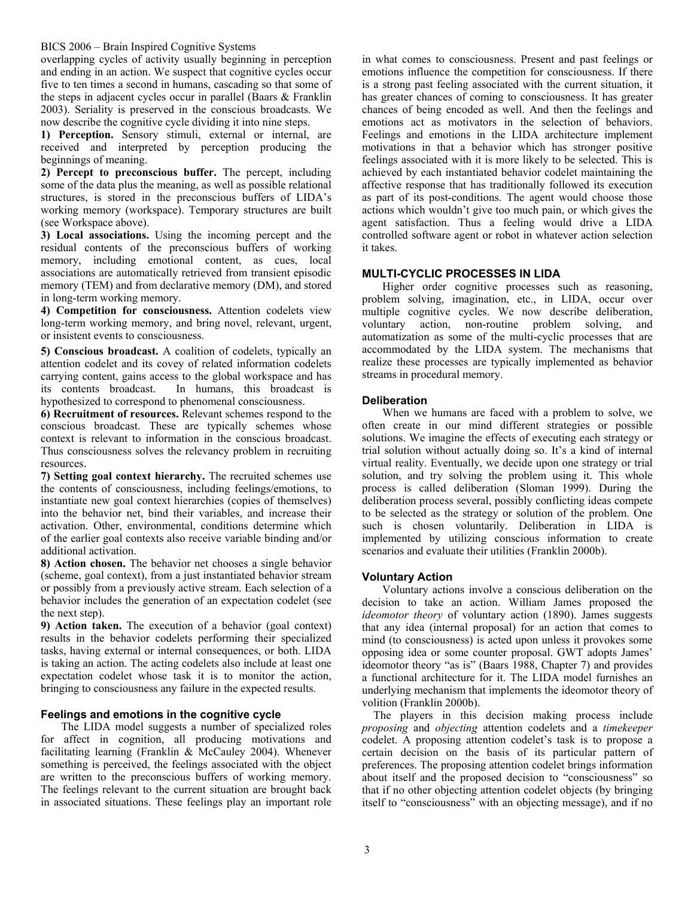overlapping cycles of activity usually beginning in perception and ending in an action. We suspect that cognitive cycles occur five to ten times a second in humans, cascading so that some of the steps in adjacent cycles occur in parallel (Baars & Franklin 2003). Seriality is preserved in the conscious broadcasts. We now describe the cognitive cycle dividing it into nine steps.

**1) Perception.** Sensory stimuli, external or internal, are received and interpreted by perception producing the beginnings of meaning.

**2) Percept to preconscious buffer.** The percept, including some of the data plus the meaning, as well as possible relational structures, is stored in the preconscious buffers of LIDA's working memory (workspace). Temporary structures are built (see Workspace above).

**3) Local associations.** Using the incoming percept and the residual contents of the preconscious buffers of working memory, including emotional content, as cues, local associations are automatically retrieved from transient episodic memory (TEM) and from declarative memory (DM), and stored in long-term working memory.

**4) Competition for consciousness.** Attention codelets view long-term working memory, and bring novel, relevant, urgent, or insistent events to consciousness.

**5) Conscious broadcast.** A coalition of codelets, typically an attention codelet and its covey of related information codelets carrying content, gains access to the global workspace and has its contents broadcast. In humans, this broadcast is hypothesized to correspond to phenomenal consciousness.

**6) Recruitment of resources.** Relevant schemes respond to the conscious broadcast. These are typically schemes whose context is relevant to information in the conscious broadcast. Thus consciousness solves the relevancy problem in recruiting resources.

**7) Setting goal context hierarchy.** The recruited schemes use the contents of consciousness, including feelings/emotions, to instantiate new goal context hierarchies (copies of themselves) into the behavior net, bind their variables, and increase their activation. Other, environmental, conditions determine which of the earlier goal contexts also receive variable binding and/or additional activation.

**8) Action chosen.** The behavior net chooses a single behavior (scheme, goal context), from a just instantiated behavior stream or possibly from a previously active stream. Each selection of a behavior includes the generation of an expectation codelet (see the next step).

**9) Action taken.** The execution of a behavior (goal context) results in the behavior codelets performing their specialized tasks, having external or internal consequences, or both. LIDA is taking an action. The acting codelets also include at least one expectation codelet whose task it is to monitor the action, bringing to consciousness any failure in the expected results.

### Feelings and emotions in the cognitive cycle

The LIDA model suggests a number of specialized roles for affect in cognition, all producing motivations and facilitating learning (Franklin & McCauley 2004). Whenever something is perceived, the feelings associated with the object are written to the preconscious buffers of working memory. The feelings relevant to the current situation are brought back in associated situations. These feelings play an important role in what comes to consciousness. Present and past feelings or emotions influence the competition for consciousness. If there is a strong past feeling associated with the current situation, it has greater chances of coming to consciousness. It has greater chances of being encoded as well. And then the feelings and emotions act as motivators in the selection of behaviors. Feelings and emotions in the LIDA architecture implement motivations in that a behavior which has stronger positive feelings associated with it is more likely to be selected. This is achieved by each instantiated behavior codelet maintaining the affective response that has traditionally followed its execution as part of its post-conditions. The agent would choose those actions which wouldn't give too much pain, or which gives the agent satisfaction. Thus a feeling would drive a LIDA controlled software agent or robot in whatever action selection it takes.

## MULTI-CYCLIC PROCESSES IN LIDA

Higher order cognitive processes such as reasoning, problem solving, imagination, etc., in LIDA, occur over multiple cognitive cycles. We now describe deliberation, voluntary action, non-routine problem solving, and automatization as some of the multi-cyclic processes that are accommodated by the LIDA system. The mechanisms that realize these processes are typically implemented as behavior streams in procedural memory.

### Deliberation

When we humans are faced with a problem to solve, we often create in our mind different strategies or possible solutions. We imagine the effects of executing each strategy or trial solution without actually doing so. It's a kind of internal virtual reality. Eventually, we decide upon one strategy or trial solution, and try solving the problem using it. This whole process is called deliberation (Sloman 1999). During the deliberation process several, possibly conflicting ideas compete to be selected as the strategy or solution of the problem. One such is chosen voluntarily. Deliberation in LIDA is implemented by utilizing conscious information to create scenarios and evaluate their utilities (Franklin 2000b).

### Voluntary Action

Voluntary actions involve a conscious deliberation on the decision to take an action. William James proposed the *ideomotor theory* of voluntary action (1890). James suggests that any idea (internal proposal) for an action that comes to mind (to consciousness) is acted upon unless it provokes some opposing idea or some counter proposal. GWT adopts James' ideomotor theory "as is" (Baars 1988, Chapter 7) and provides a functional architecture for it. The LIDA model furnishes an underlying mechanism that implements the ideomotor theory of volition (Franklin 2000b).

The players in this decision making process include *proposing* and *objecting* attention codelets and a *timekeeper* codelet. A proposing attention codelet's task is to propose a certain decision on the basis of its particular pattern of preferences. The proposing attention codelet brings information about itself and the proposed decision to "consciousness" so that if no other objecting attention codelet objects (by bringing itself to "consciousness" with an objecting message), and if no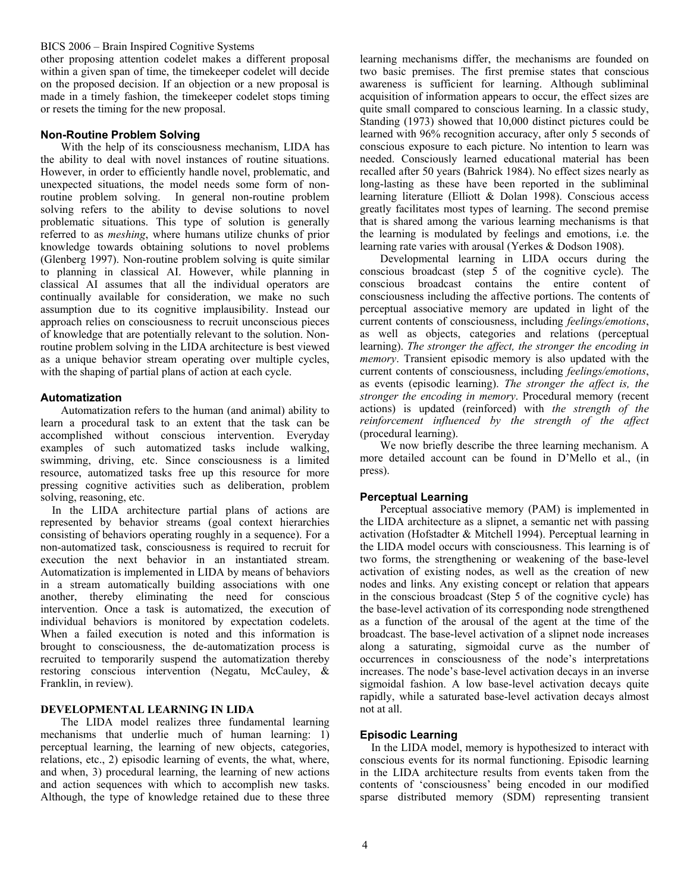other proposing attention codelet makes a different proposal within a given span of time, the timekeeper codelet will decide on the proposed decision. If an objection or a new proposal is made in a timely fashion, the timekeeper codelet stops timing or resets the timing for the new proposal.

### Non-Routine Problem Solving

With the help of its consciousness mechanism, LIDA has the ability to deal with novel instances of routine situations. However, in order to efficiently handle novel, problematic, and unexpected situations, the model needs some form of non-routine problem solving. In general non-routine problem solving refers to the ability to devise solutions to novel problematic situations. This type of solution is generally referred to as *meshing*, where humans utilize chunks of prior knowledge towards obtaining solutions to novel problems (Glenberg 1997). Non-routine problem solving is quite similar to planning in classical AI. However, while planning in classical AI assumes that all the individual operators are continually available for consideration, we make no such assumption due to its cognitive implausibility. Instead our approach relies on consciousness to recruit unconscious pieces of knowledge that are potentially relevant to the solution. Non-routine problem solving in the LIDA architecture is best viewed as a unique behavior stream operating over multiple cycles, with the shaping of partial plans of action at each cycle.

### Automatization

Automatization refers to the human (and animal) ability to learn a procedural task to an extent that the task can be accomplished without conscious intervention. Everyday examples of such automatized tasks include walking, swimming, driving, etc. Since consciousness is a limited resource, automatized tasks free up this resource for more pressing cognitive activities such as deliberation, problem solving, reasoning, etc.

In the LIDA architecture partial plans of actions are represented by behavior streams (goal context hierarchies consisting of behaviors operating roughly in a sequence). For a non-automatized task, consciousness is required to recruit for execution the next behavior in an instantiated stream. Automatization is implemented in LIDA by means of behaviors in a stream automatically building associations with one another, thereby eliminating the need for conscious intervention. Once a task is automatized, the execution of individual behaviors is monitored by expectation codelets. When a failed execution is noted and this information is brought to consciousness, the de-automatization process is recruited to temporarily suspend the automatization thereby restoring conscious intervention (Negatu, McCauley, & Franklin, in review).

## DEVELOPMENTAL LEARNING IN LIDA

The LIDA model realizes three fundamental learning mechanisms that underlie much of human learning: 1) perceptual learning, the learning of new objects, categories, relations, etc., 2) episodic learning of events, the what, where, and when, 3) procedural learning, the learning of new actions and action sequences with which to accomplish new tasks. Although, the type of knowledge retained due to these three learning mechanisms differ, the mechanisms are founded on two basic premises. The first premise states that conscious awareness is sufficient for learning. Although subliminal acquisition of information appears to occur, the effect sizes are quite small compared to conscious learning. In a classic study, Standing (1973) showed that 10,000 distinct pictures could be learned with 96% recognition accuracy, after only 5 seconds of conscious exposure to each picture. No intention to learn was needed. Consciously learned educational material has been recalled after 50 years (Bahrick 1984). No effect sizes nearly as long-lasting as these have been reported in the subliminal learning literature (Elliott & Dolan 1998). Conscious access greatly facilitates most types of learning. The second premise that is shared among the various learning mechanisms is that the learning is modulated by feelings and emotions, i.e. the learning rate varies with arousal (Yerkes & Dodson 1908).

Developmental learning in LIDA occurs during the conscious broadcast (step 5 of the cognitive cycle). The conscious broadcast contains the entire content of consciousness including the affective portions. The contents of perceptual associative memory are updated in light of the current contents of consciousness, including *feelings/emotions*, as well as objects, categories and relations (perceptual learning). *The stronger the affect, the stronger the encoding in memory*. Transient episodic memory is also updated with the current contents of consciousness, including *feelings/emotions*, as events (episodic learning). *The stronger the affect is, the stronger the encoding in memory*. Procedural memory (recent actions) is updated (reinforced) with *the strength of the reinforcement influenced by the strength of the affect* (procedural learning).

We now briefly describe the three learning mechanism. A more detailed account can be found in D'Mello et al., (in press).

### Perceptual Learning

Perceptual associative memory (PAM) is implemented in the LIDA architecture as a slipnet, a semantic net with passing activation (Hofstadter & Mitchell 1994). Perceptual learning in the LIDA model occurs with consciousness. This learning is of two forms, the strengthening or weakening of the base-level activation of existing nodes, as well as the creation of new nodes and links. Any existing concept or relation that appears in the conscious broadcast (Step 5 of the cognitive cycle) has the base-level activation of its corresponding node strengthened as a function of the arousal of the agent at the time of the broadcast. The base-level activation of a slipnet node increases along a saturating, sigmoidal curve as the number of occurrences in consciousness of the node's interpretations increases. The node's base-level activation decays in an inverse sigmoidal fashion. A low base-level activation decays quite rapidly, while a saturated base-level activation decays almost not at all.

### Episodic Learning

In the LIDA model, memory is hypothesized to interact with conscious events for its normal functioning. Episodic learning in the LIDA architecture results from events taken from the contents of 'consciousness' being encoded in our modified sparse distributed memory (SDM) representing transient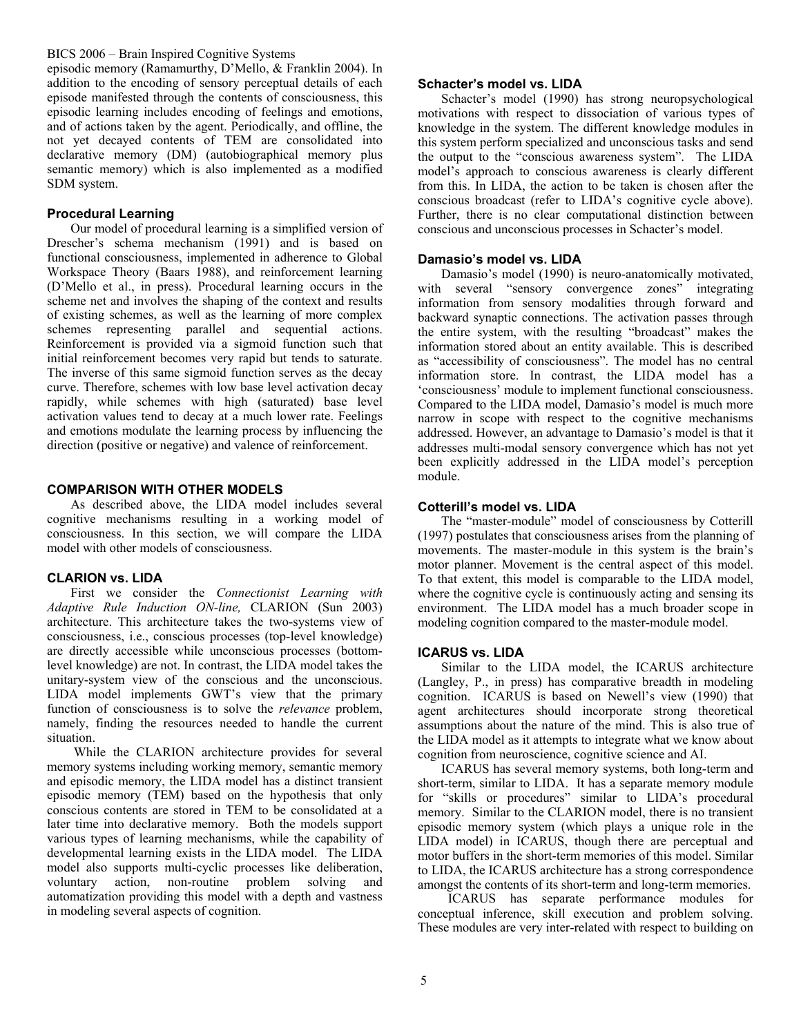episodic memory (Ramamurthy, D'Mello, & Franklin 2004). In addition to the encoding of sensory perceptual details of each episode manifested through the contents of consciousness, this episodic learning includes encoding of feelings and emotions, and of actions taken by the agent. Periodically, and offline, the not yet decayed contents of TEM are consolidated into declarative memory (DM) (autobiographical memory plus semantic memory) which is also implemented as a modified SDM system.

### Procedural Learning

Our model of procedural learning is a simplified version of Drescher's schema mechanism (1991) and is based on functional consciousness, implemented in adherence to Global Workspace Theory (Baars 1988), and reinforcement learning (D'Mello et al., in press). Procedural learning occurs in the scheme net and involves the shaping of the context and results of existing schemes, as well as the learning of more complex schemes representing parallel and sequential actions. Reinforcement is provided via a sigmoid function such that initial reinforcement becomes very rapid but tends to saturate. The inverse of this same sigmoid function serves as the decay curve. Therefore, schemes with low base level activation decay rapidly, while schemes with high (saturated) base level activation values tend to decay at a much lower rate. Feelings and emotions modulate the learning process by influencing the direction (positive or negative) and valence of reinforcement.

## COMPARISON WITH OTHER MODELS

As described above, the LIDA model includes several cognitive mechanisms resulting in a working model of consciousness. In this section, we will compare the LIDA model with other models of consciousness.

### CLARION vs. LIDA

First we consider the *Connectionist Learning with Adaptive Rule Induction ON-line,* CLARION (Sun 2003) architecture. This architecture takes the two-systems view of consciousness, i.e., conscious processes (top-level knowledge) are directly accessible while unconscious processes (bottom-level knowledge) are not. In contrast, the LIDA model takes the unitary-system view of the conscious and the unconscious. LIDA model implements GWT's view that the primary function of consciousness is to solve the *relevance* problem, namely, finding the resources needed to handle the current situation.

While the CLARION architecture provides for several memory systems including working memory, semantic memory and episodic memory, the LIDA model has a distinct transient episodic memory (TEM) based on the hypothesis that only conscious contents are stored in TEM to be consolidated at a later time into declarative memory. Both the models support various types of learning mechanisms, while the capability of developmental learning exists in the LIDA model. The LIDA model also supports multi-cyclic processes like deliberation, voluntary action, non-routine problem solving and automatization providing this model with a depth and vastness in modeling several aspects of cognition.

### Schacter's model vs. LIDA

Schacter's model (1990) has strong neuropsychological motivations with respect to dissociation of various types of knowledge in the system. The different knowledge modules in this system perform specialized and unconscious tasks and send the output to the "conscious awareness system". The LIDA model's approach to conscious awareness is clearly different from this. In LIDA, the action to be taken is chosen after the conscious broadcast (refer to LIDA's cognitive cycle above). Further, there is no clear computational distinction between conscious and unconscious processes in Schacter's model.

### Damasio's model vs. LIDA

Damasio's model (1990) is neuro-anatomically motivated, with several "sensory convergence zones" integrating information from sensory modalities through forward and backward synaptic connections. The activation passes through the entire system, with the resulting "broadcast" makes the information stored about an entity available. This is described as "accessibility of consciousness". The model has no central information store. In contrast, the LIDA model has a 'consciousness' module to implement functional consciousness. Compared to the LIDA model, Damasio's model is much more narrow in scope with respect to the cognitive mechanisms addressed. However, an advantage to Damasio's model is that it addresses multi-modal sensory convergence which has not yet been explicitly addressed in the LIDA model's perception module.

### Cotterill's model vs. LIDA

The "master-module" model of consciousness by Cotterill (1997) postulates that consciousness arises from the planning of movements. The master-module in this system is the brain's motor planner. Movement is the central aspect of this model. To that extent, this model is comparable to the LIDA model, where the cognitive cycle is continuously acting and sensing its environment. The LIDA model has a much broader scope in modeling cognition compared to the master-module model.

### ICARUS vs. LIDA

Similar to the LIDA model, the ICARUS architecture (Langley, P., in press) has comparative breadth in modeling cognition. ICARUS is based on Newell's view (1990) that agent architectures should incorporate strong theoretical assumptions about the nature of the mind. This is also true of the LIDA model as it attempts to integrate what we know about cognition from neuroscience, cognitive science and AI.

ICARUS has several memory systems, both long-term and short-term, similar to LIDA. It has a separate memory module for "skills or procedures" similar to LIDA's procedural memory. Similar to the CLARION model, there is no transient episodic memory system (which plays a unique role in the LIDA model) in ICARUS, though there are perceptual and motor buffers in the short-term memories of this model. Similar to LIDA, the ICARUS architecture has a strong correspondence amongst the contents of its short-term and long-term memories.

ICARUS has separate performance modules for conceptual inference, skill execution and problem solving. These modules are very inter-related with respect to building on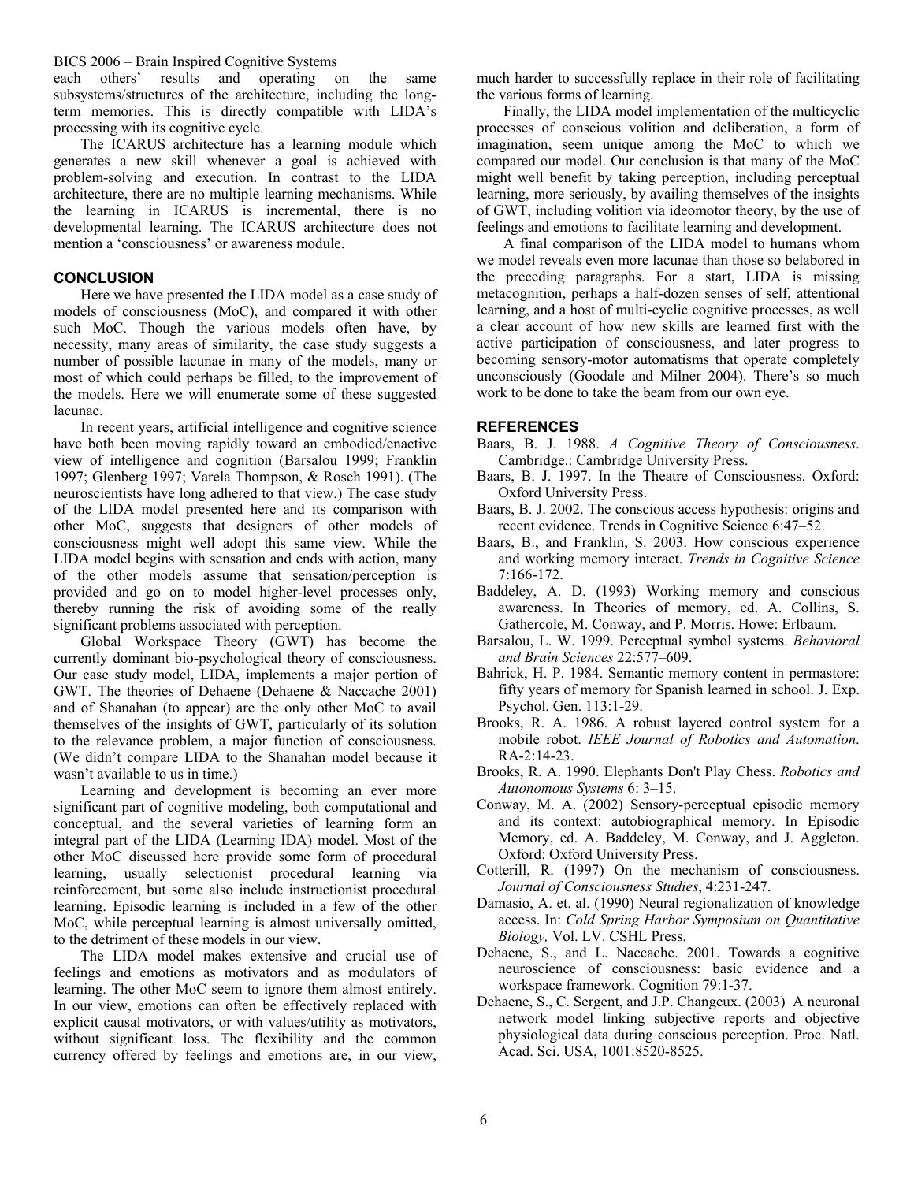each others' results and operating on the same subsystems/structures of the architecture, including the long-term memories. This is directly compatible with LIDA's processing with its cognitive cycle.

The ICARUS architecture has a learning module which generates a new skill whenever a goal is achieved with problem-solving and execution. In contrast to the LIDA architecture, there are no multiple learning mechanisms. While the learning in ICARUS is incremental, there is no developmental learning. The ICARUS architecture does not mention a 'consciousness' or awareness module.

## CONCLUSION

Here we have presented the LIDA model as a case study of models of consciousness (MoC), and compared it with other such MoC. Though the various models often have, by necessity, many areas of similarity, the case study suggests a number of possible lacunae in many of the models, many or most of which could perhaps be filled, to the improvement of the models. Here we will enumerate some of these suggested lacunae.

In recent years, artificial intelligence and cognitive science have both been moving rapidly toward an embodied/enactive view of intelligence and cognition (Barsalou 1999; Franklin 1997; Glenberg 1997; Varela Thompson, & Rosch 1991). (The neuroscientists have long adhered to that view.) The case study of the LIDA model presented here and its comparison with other MoC, suggests that designers of other models of consciousness might well adopt this same view. While the LIDA model begins with sensation and ends with action, many of the other models assume that sensation/perception is provided and go on to model higher-level processes only, thereby running the risk of avoiding some of the really significant problems associated with perception.

Global Workspace Theory (GWT) has become the currently dominant bio-psychological theory of consciousness. Our case study model, LIDA, implements a major portion of GWT. The theories of Dehaene (Dehaene & Naccache 2001) and of Shanahan (to appear) are the only other MoC to avail themselves of the insights of GWT, particularly of its solution to the relevance problem, a major function of consciousness. (We didn't compare LIDA to the Shanahan model because it wasn't available to us in time.)

Learning and development is becoming an ever more significant part of cognitive modeling, both computational and conceptual, and the several varieties of learning form an integral part of the LIDA (Learning IDA) model. Most of the other MoC discussed here provide some form of procedural learning, usually selectionist procedural learning via reinforcement, but some also include instructionist procedural learning. Episodic learning is included in a few of the other MoC, while perceptual learning is almost universally omitted, to the detriment of these models in our view.

The LIDA model makes extensive and crucial use of feelings and emotions as motivators and as modulators of learning. The other MoC seem to ignore them almost entirely. In our view, emotions can often be effectively replaced with explicit causal motivators, or with values/utility as motivators, without significant loss. The flexibility and the common currency offered by feelings and emotions are, in our view, much harder to successfully replace in their role of facilitating the various forms of learning.

Finally, the LIDA model implementation of the multicyclic processes of conscious volition and deliberation, a form of imagination, seem unique among the MoC to which we compared our model. Our conclusion is that many of the MoC might well benefit by taking perception, including perceptual learning, more seriously, by availing themselves of the insights of GWT, including volition via ideomotor theory, by the use of feelings and emotions to facilitate learning and development.

A final comparison of the LIDA model to humans whom we model reveals even more lacunae than those so belabored in the preceding paragraphs. For a start, LIDA is missing metacognition, perhaps a half-dozen senses of self, attentional learning, and a host of multi-cyclic cognitive processes, as well a clear account of how new skills are learned first with the active participation of consciousness, and later progress to becoming sensory-motor automatisms that operate completely unconsciously (Goodale and Milner 2004). There's so much work to be done to take the beam from our own eye.

## REFERENCES

Baars, B. J. 1988. *A Cognitive Theory of Consciousness*. Cambridge.: Cambridge University Press.

Baars, B. J. 1997. In the Theatre of Consciousness. Oxford: Oxford University Press.

Baars, B. J. 2002. The conscious access hypothesis: origins and recent evidence. Trends in Cognitive Science 6:47–52.

Baars, B., and Franklin, S. 2003. How conscious experience and working memory interact. *Trends in Cognitive Science* 7:166-172.

Baddeley, A. D. (1993) Working memory and conscious awareness. In Theories of memory, ed. A. Collins, S. Gathercole, M. Conway, and P. Morris. Howe: Erlbaum.

Barsalou, L. W. 1999. Perceptual symbol systems. *Behavioral and Brain Sciences* 22:577–609.

Bahrick, H. P. 1984. Semantic memory content in permastore: fifty years of memory for Spanish learned in school. J. Exp. Psychol. Gen. 113:1-29.

Brooks, R. A. 1986. A robust layered control system for a mobile robot. *IEEE Journal of Robotics and Automation*. RA-2:14-23.

Brooks, R. A. 1990. Elephants Don't Play Chess. *Robotics and Autonomous Systems* 6: 3–15.

Conway, M. A. (2002) Sensory-perceptual episodic memory and its context: autobiographical memory. In Episodic Memory, ed. A. Baddeley, M. Conway, and J. Aggleton. Oxford: Oxford University Press.

Cotterill, R. (1997) On the mechanism of consciousness. *Journal of Consciousness Studies*, 4:231-247.

Damasio, A. et. al. (1990) Neural regionalization of knowledge access. In: *Cold Spring Harbor Symposium on Quantitative Biology,* Vol. LV. CSHL Press.

Dehaene, S., and L. Naccache. 2001. Towards a cognitive neuroscience of consciousness: basic evidence and a workspace framework. Cognition 79:1-37.

Dehaene, S., C. Sergent, and J.P. Changeux. (2003) A neuronal network model linking subjective reports and objective physiological data during conscious perception. Proc. Natl. Acad. Sci. USA, 1001:8520-8525.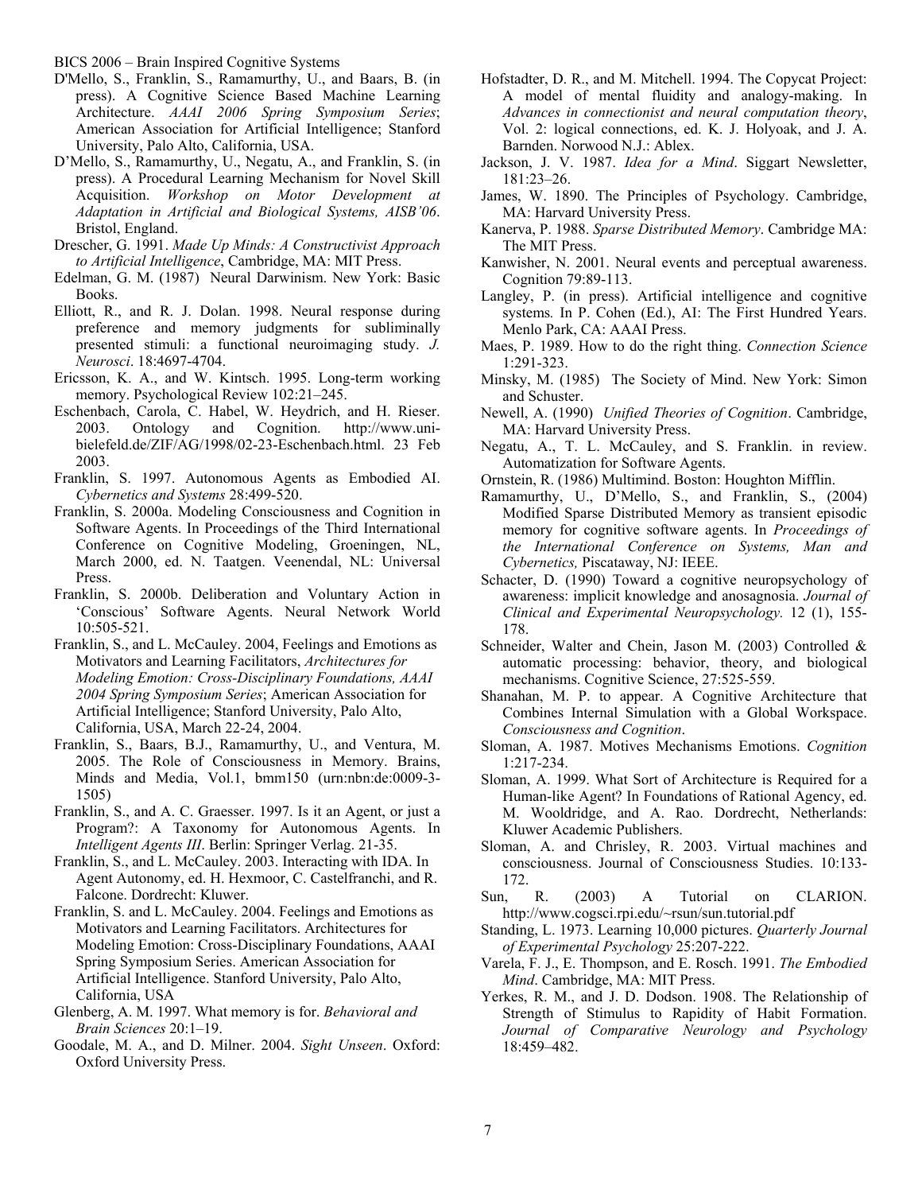D'Mello, S., Franklin, S., Ramamurthy, U., and Baars, B. (in press). A Cognitive Science Based Machine Learning Architecture. *AAAI 2006 Spring Symposium Series*; American Association for Artificial Intelligence; Stanford University, Palo Alto, California, USA.

D'Mello, S., Ramamurthy, U., Negatu, A., and Franklin, S. (in press). A Procedural Learning Mechanism for Novel Skill Acquisition. *Workshop on Motor Development at Adaptation in Artificial and Biological Systems, AISB'06*. Bristol, England.

Drescher, G. 1991. *Made Up Minds: A Constructivist Approach to Artificial Intelligence*, Cambridge, MA: MIT Press.

Edelman, G. M. (1987) Neural Darwinism. New York: Basic Books.

Elliott, R., and R. J. Dolan. 1998. Neural response during preference and memory judgments for subliminally presented stimuli: a functional neuroimaging study. *J. Neurosci*. 18:4697-4704.

Ericsson, K. A., and W. Kintsch. 1995. Long-term working memory. Psychological Review 102:21–245.

Eschenbach, Carola, C. Habel, W. Heydrich, and H. Rieser. 2003. Ontology and Cognition. http://www.uni-bielefeld.de/ZIF/AG/1998/02-23-Eschenbach.html. 23 Feb 2003.

Franklin, S. 1997. Autonomous Agents as Embodied AI. *Cybernetics and Systems* 28:499-520.

Franklin, S. 2000a. Modeling Consciousness and Cognition in Software Agents. In Proceedings of the Third International Conference on Cognitive Modeling, Groeningen, NL, March 2000, ed. N. Taatgen. Veenendal, NL: Universal Press.

Franklin, S. 2000b. Deliberation and Voluntary Action in 'Conscious' Software Agents. Neural Network World 10:505-521.

Franklin, S., and L. McCauley. 2004, Feelings and Emotions as Motivators and Learning Facilitators, *Architectures for Modeling Emotion: Cross-Disciplinary Foundations, AAAI 2004 Spring Symposium Series*; American Association for Artificial Intelligence; Stanford University, Palo Alto, California, USA, March 22-24, 2004.

Franklin, S., Baars, B.J., Ramamurthy, U., and Ventura, M. 2005. The Role of Consciousness in Memory. Brains, Minds and Media, Vol.1, bmm150 (urn:nbn:de:0009-3-1505)

Franklin, S., and A. C. Graesser. 1997. Is it an Agent, or just a Program?: A Taxonomy for Autonomous Agents. In *Intelligent Agents III*. Berlin: Springer Verlag. 21-35.

Franklin, S., and L. McCauley. 2003. Interacting with IDA. In Agent Autonomy, ed. H. Hexmoor, C. Castelfranchi, and R. Falcone. Dordrecht: Kluwer.

Franklin, S. and L. McCauley. 2004. Feelings and Emotions as Motivators and Learning Facilitators. Architectures for Modeling Emotion: Cross-Disciplinary Foundations, AAAI Spring Symposium Series. American Association for Artificial Intelligence. Stanford University, Palo Alto, California, USA

Glenberg, A. M. 1997. What memory is for. *Behavioral and Brain Sciences* 20:1–19.

Goodale, M. A., and D. Milner. 2004. *Sight Unseen*. Oxford: Oxford University Press.

Hofstadter, D. R., and M. Mitchell. 1994. The Copycat Project: A model of mental fluidity and analogy-making. In *Advances in connectionist and neural computation theory*, Vol. 2: logical connections, ed. K. J. Holyoak, and J. A. Barnden. Norwood N.J.: Ablex.

Jackson, J. V. 1987. *Idea for a Mind*. Siggart Newsletter, 181:23–26.

James, W. 1890. The Principles of Psychology. Cambridge, MA: Harvard University Press.

Kanerva, P. 1988. *Sparse Distributed Memory*. Cambridge MA: The MIT Press.

Kanwisher, N. 2001. Neural events and perceptual awareness. Cognition 79:89-113.

Langley, P. (in press). Artificial intelligence and cognitive systems*.* In P. Cohen (Ed.), AI: The First Hundred Years. Menlo Park, CA: AAAI Press.

Maes, P. 1989. How to do the right thing. *Connection Science* 1:291-323.

Minsky, M. (1985) The Society of Mind. New York: Simon and Schuster.

Newell, A. (1990) *Unified Theories of Cognition*. Cambridge, MA: Harvard University Press.

Negatu, A., T. L. McCauley, and S. Franklin. in review. Automatization for Software Agents.

Ornstein, R. (1986) Multimind. Boston: Houghton Mifflin.

Ramamurthy, U., D'Mello, S., and Franklin, S., (2004) Modified Sparse Distributed Memory as transient episodic memory for cognitive software agents. In *Proceedings of the International Conference on Systems, Man and Cybernetics,* Piscataway, NJ: IEEE.

Schacter, D. (1990) Toward a cognitive neuropsychology of awareness: implicit knowledge and anosagnosia. *Journal of Clinical and Experimental Neuropsychology.* 12 (1), 155-178.

Schneider, Walter and Chein, Jason M. (2003) Controlled & automatic processing: behavior, theory, and biological mechanisms. Cognitive Science, 27:525-559.

Shanahan, M. P. to appear. A Cognitive Architecture that Combines Internal Simulation with a Global Workspace. *Consciousness and Cognition*.

Sloman, A. 1987. Motives Mechanisms Emotions. *Cognition* 1:217-234.

Sloman, A. 1999. What Sort of Architecture is Required for a Human-like Agent? In Foundations of Rational Agency, ed. M. Wooldridge, and A. Rao. Dordrecht, Netherlands: Kluwer Academic Publishers.

Sloman, A. and Chrisley, R. 2003. Virtual machines and consciousness. Journal of Consciousness Studies. 10:133-172.

Sun, R. (2003) A Tutorial on CLARION. http://www.cogsci.rpi.edu/~rsun/sun.tutorial.pdf

Standing, L. 1973. Learning 10,000 pictures. *Quarterly Journal of Experimental Psychology* 25:207-222.

Varela, F. J., E. Thompson, and E. Rosch. 1991. *The Embodied Mind*. Cambridge, MA: MIT Press.

Yerkes, R. M., and J. D. Dodson. 1908. The Relationship of Strength of Stimulus to Rapidity of Habit Formation. *Journal of Comparative Neurology and Psychology* 18:459–482.